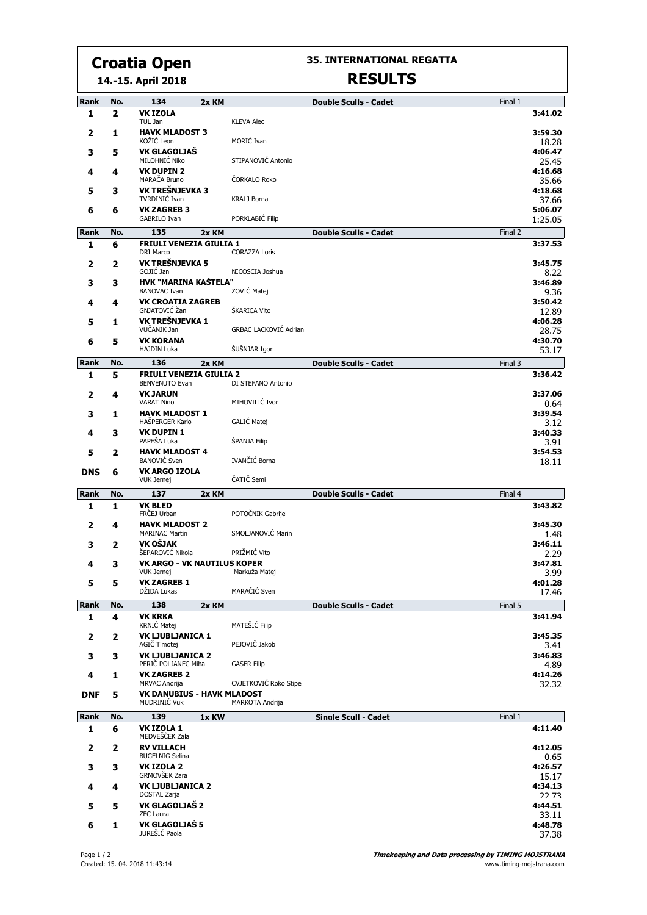# Croatia Open

**14.-15. April 2018**

## 35. INTERNATIONAL REGATTA

## RESULTS

### 134 — 2x KM — Double Sculls - Cadet — Final 1

| Rank | No. | Crew | | Time | Diff |
|---|---|---|---|---|---|
| 1 | 2 | **VK IZOLA** | | **3:41.02** | |
| | | TUL Jan | KLEVA Alec | | |
| 2 | 1 | **HAVK MLADOST 3** | | **3:59.30** | 18.28 |
| | | KOŽIĆ Leon | MORIĆ Ivan | | |
| 3 | 5 | **VK GLAGOLJAŠ** | | **4:06.47** | 25.45 |
| | | MILOHNIĆ Niko | STIPANOVIĆ Antonio | | |
| 4 | 4 | **VK DUPIN 2** | | **4:16.68** | 35.66 |
| | | MARAČA Bruno | ČORKALO Roko | | |
| 5 | 3 | **VK TREŠNJEVKA 3** | | **4:18.68** | 37.66 |
| | | TVRDINIĆ Ivan | KRALJ Borna | | |
| 6 | 6 | **VK ZAGREB 3** | | **5:06.07** | 1:25.05 |
| | | GABRILO Ivan | PORKLABIĆ Filip | | |

### 135 — 2x KM — Double Sculls - Cadet — Final 2

| Rank | No. | Crew | | Time | Diff |
|---|---|---|---|---|---|
| 1 | 6 | **FRIULI VENEZIA GIULIA 1** | | **3:37.53** | |
| | | DRI Marco | CORAZZA Loris | | |
| 2 | 2 | **VK TREŠNJEVKA 5** | | **3:45.75** | 8.22 |
| | | GOJIĆ Jan | NICOSCIA Joshua | | |
| 3 | 3 | **HVK "MARINA KAŠTELA"** | | **3:46.89** | 9.36 |
| | | BANOVAC Ivan | ZOVIĆ Matej | | |
| 4 | 4 | **VK CROATIA ZAGREB** | | **3:50.42** | 12.89 |
| | | GNJATOVIĆ Žan | ŠKARICA Vito | | |
| 5 | 1 | **VK TREŠNJEVKA 1** | | **4:06.28** | 28.75 |
| | | VUČANJK Jan | GRBAC LACKOVIĆ Adrian | | |
| 6 | 5 | **VK KORANA** | | **4:30.70** | 53.17 |
| | | HAJDIN Luka | ŠUŠNJAR Igor | | |

### 136 — 2x KM — Double Sculls - Cadet — Final 3

| Rank | No. | Crew | | Time | Diff |
|---|---|---|---|---|---|
| 1 | 5 | **FRIULI VENEZIA GIULIA 2** | | **3:36.42** | |
| | | BENVENUTO Evan | DI STEFANO Antonio | | |
| 2 | 4 | **VK JARUN** | | **3:37.06** | 0.64 |
| | | VARAT Nino | MIHOVILIĆ Ivor | | |
| 3 | 1 | **HAVK MLADOST 1** | | **3:39.54** | 3.12 |
| | | HAŠPERGER Karlo | GALIĆ Matej | | |
| 4 | 3 | **VK DUPIN 1** | | **3:40.33** | 3.91 |
| | | PAPEŠA Luka | ŠPANJA Filip | | |
| 5 | 2 | **HAVK MLADOST 4** | | **3:54.53** | 18.11 |
| | | BANOVIĆ Sven | IVANČIĆ Borna | | |
| DNS | 6 | **VK ARGO IZOLA** | | | |
| | | VUK Jernej | ČATIČ Semi | | |

### 137 — 2x KM — Double Sculls - Cadet — Final 4

| Rank | No. | Crew | | Time | Diff |
|---|---|---|---|---|---|
| 1 | 1 | **VK BLED** | | **3:43.82** | |
| | | FRČEJ Urban | POTOČNIK Gabrijel | | |
| 2 | 4 | **HAVK MLADOST 2** | | **3:45.30** | 1.48 |
| | | MARINAC Martin | SMOLJANOVIĆ Marin | | |
| 3 | 2 | **VK OŠJAK** | | **3:46.11** | 2.29 |
| | | ŠEPAROVIĆ Nikola | PRIŽMIĆ Vito | | |
| 4 | 3 | **VK ARGO - VK NAUTILUS KOPER** | | **3:47.81** | 3.99 |
| | | VUK Jernej | Markuža Matej | | |
| 5 | 5 | **VK ZAGREB 1** | | **4:01.28** | 17.46 |
| | | DŽIDA Lukas | MARAČIĆ Sven | | |

### 138 — 2x KM — Double Sculls - Cadet — Final 5

| Rank | No. | Crew | | Time | Diff |
|---|---|---|---|---|---|
| 1 | 4 | **VK KRKA** | | **3:41.94** | |
| | | KRNIĆ Matej | MATEŠIĆ Filip | | |
| 2 | 2 | **VK LJUBLJANICA 1** | | **3:45.35** | 3.41 |
| | | AGIČ Timotej | PEJOVIČ Jakob | | |
| 3 | 3 | **VK LJUBLJANICA 2** | | **3:46.83** | 4.89 |
| | | PERIČ POLJANEC Miha | GASER Filip | | |
| 4 | 1 | **VK ZAGREB 2** | | **4:14.26** | 32.32 |
| | | MRVAC Andrija | CVJETKOVIĆ Roko Stipe | | |
| DNF | 5 | **VK DANUBIUS - HAVK MLADOST** | | | |
| | | MUDRINIĆ Vuk | MARKOTA Andrija | | |

### 139 — 1x KW — Single Scull - Cadet — Final 1

| Rank | No. | Crew | Time | Diff |
|---|---|---|---|---|
| 1 | 6 | **VK IZOLA 1** | **4:11.40** | |
| | | MEDVEŠČEK Zala | | |
| 2 | 2 | **RV VILLACH** | **4:12.05** | 0.65 |
| | | BUGELNIG Selina | | |
| 3 | 3 | **VK IZOLA 2** | **4:26.57** | 15.17 |
| | | GRMOVŠEK Zara | | |
| 4 | 4 | **VK LJUBLJANICA 2** | **4:34.13** | 22.73 |
| | | DOSTAL Zarja | | |
| 5 | 5 | **VK GLAGOLJAŠ 2** | **4:44.51** | 33.11 |
| | | ZEC Laura | | |
| 6 | 1 | **VK GLAGOLJAŠ 5** | **4:48.78** | 37.38 |
| | | JUREŠIĆ Paola | | |

Created: 15. 04. 2018 11:43:14

*Timekeeping and Data processing by TIMING MOJSTRANA*
www.timing-mojstrana.com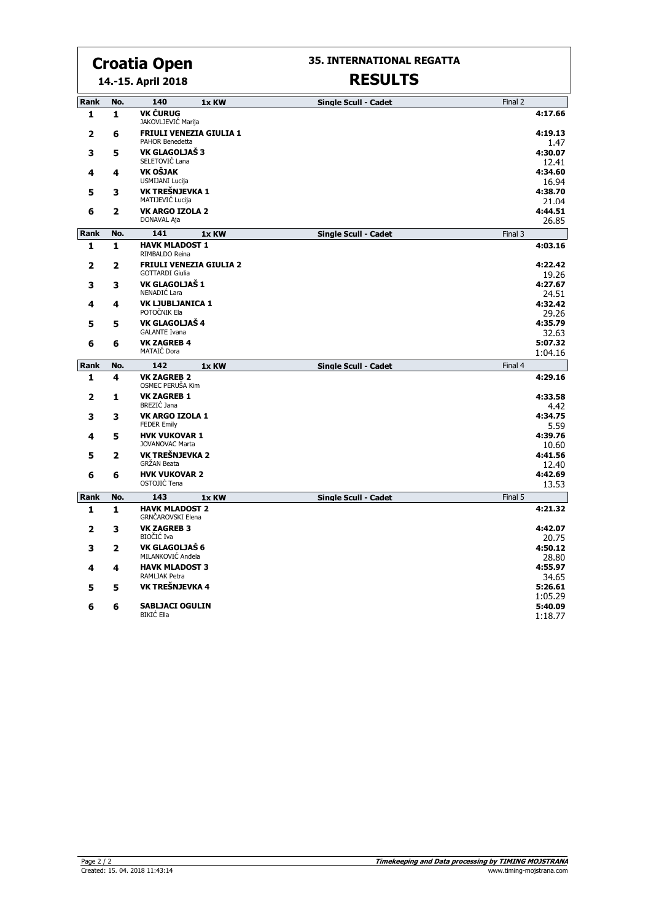# Croatia Open

**14.-15. April 2018**

## 35. INTERNATIONAL REGATTA

## RESULTS

| Rank | No. | 140 1x KW | Single Scull - Cadet | Final 2 |
|---|---|---|---|---|
| **1** | **1** | **VK ČURUG**<br>JAKOVLJEVIĆ Marija | | **4:17.66** |
| **2** | **6** | **FRIULI VENEZIA GIULIA 1**<br>PAHOR Benedetta | | **4:19.13**<br>1.47 |
| **3** | **5** | **VK GLAGOLJAŠ 3**<br>SELETOVIĆ Lana | | **4:30.07**<br>12.41 |
| **4** | **4** | **VK OŠJAK**<br>USMIJANI Lucija | | **4:34.60**<br>16.94 |
| **5** | **3** | **VK TREŠNJEVKA 1**<br>MATIJEVIĆ Lucija | | **4:38.70**<br>21.04 |
| **6** | **2** | **VK ARGO IZOLA 2**<br>DONAVAL Aja | | **4:44.51**<br>26.85 |

| Rank | No. | 141 1x KW | Single Scull - Cadet | Final 3 |
|---|---|---|---|---|
| **1** | **1** | **HAVK MLADOST 1**<br>RIMBALDO Reina | | **4:03.16** |
| **2** | **2** | **FRIULI VENEZIA GIULIA 2**<br>GOTTARDI Giulia | | **4:22.42**<br>19.26 |
| **3** | **3** | **VK GLAGOLJAŠ 1**<br>NENADIĆ Lara | | **4:27.67**<br>24.51 |
| **4** | **4** | **VK LJUBLJANICA 1**<br>POTOČNIK Ela | | **4:32.42**<br>29.26 |
| **5** | **5** | **VK GLAGOLJAŠ 4**<br>GALANTE Ivana | | **4:35.79**<br>32.63 |
| **6** | **6** | **VK ZAGREB 4**<br>MATAIĆ Dora | | **5:07.32**<br>1:04.16 |

| Rank | No. | 142 1x KW | Single Scull - Cadet | Final 4 |
|---|---|---|---|---|
| **1** | **4** | **VK ZAGREB 2**<br>OSMEC PERUŠA Kim | | **4:29.16** |
| **2** | **1** | **VK ZAGREB 1**<br>BREZIĆ Jana | | **4:33.58**<br>4.42 |
| **3** | **3** | **VK ARGO IZOLA 1**<br>FEDER Emily | | **4:34.75**<br>5.59 |
| **4** | **5** | **HVK VUKOVAR 1**<br>JOVANOVAC Marta | | **4:39.76**<br>10.60 |
| **5** | **2** | **VK TREŠNJEVKA 2**<br>GRŽAN Beata | | **4:41.56**<br>12.40 |
| **6** | **6** | **HVK VUKOVAR 2**<br>OSTOJIĆ Tena | | **4:42.69**<br>13.53 |

| Rank | No. | 143 1x KW | Single Scull - Cadet | Final 5 |
|---|---|---|---|---|
| **1** | **1** | **HAVK MLADOST 2**<br>GRNČAROVSKI Elena | | **4:21.32** |
| **2** | **3** | **VK ZAGREB 3**<br>BIOČIĆ Iva | | **4:42.07**<br>20.75 |
| **3** | **2** | **VK GLAGOLJAŠ 6**<br>MILANKOVIĆ Anđela | | **4:50.12**<br>28.80 |
| **4** | **4** | **HAVK MLADOST 3**<br>RAMLJAK Petra | | **4:55.97**<br>34.65 |
| **5** | **5** | **VK TREŠNJEVKA 4** | | **5:26.61**<br>1:05.29 |
| **6** | **6** | **SABLJACI OGULIN**<br>BIKIĆ Ella | | **5:40.09**<br>1:18.77 |

Created: 15. 04. 2018 11:43:14

*Timekeeping and Data processing by TIMING MOJSTRANA*
www.timing-mojstrana.com